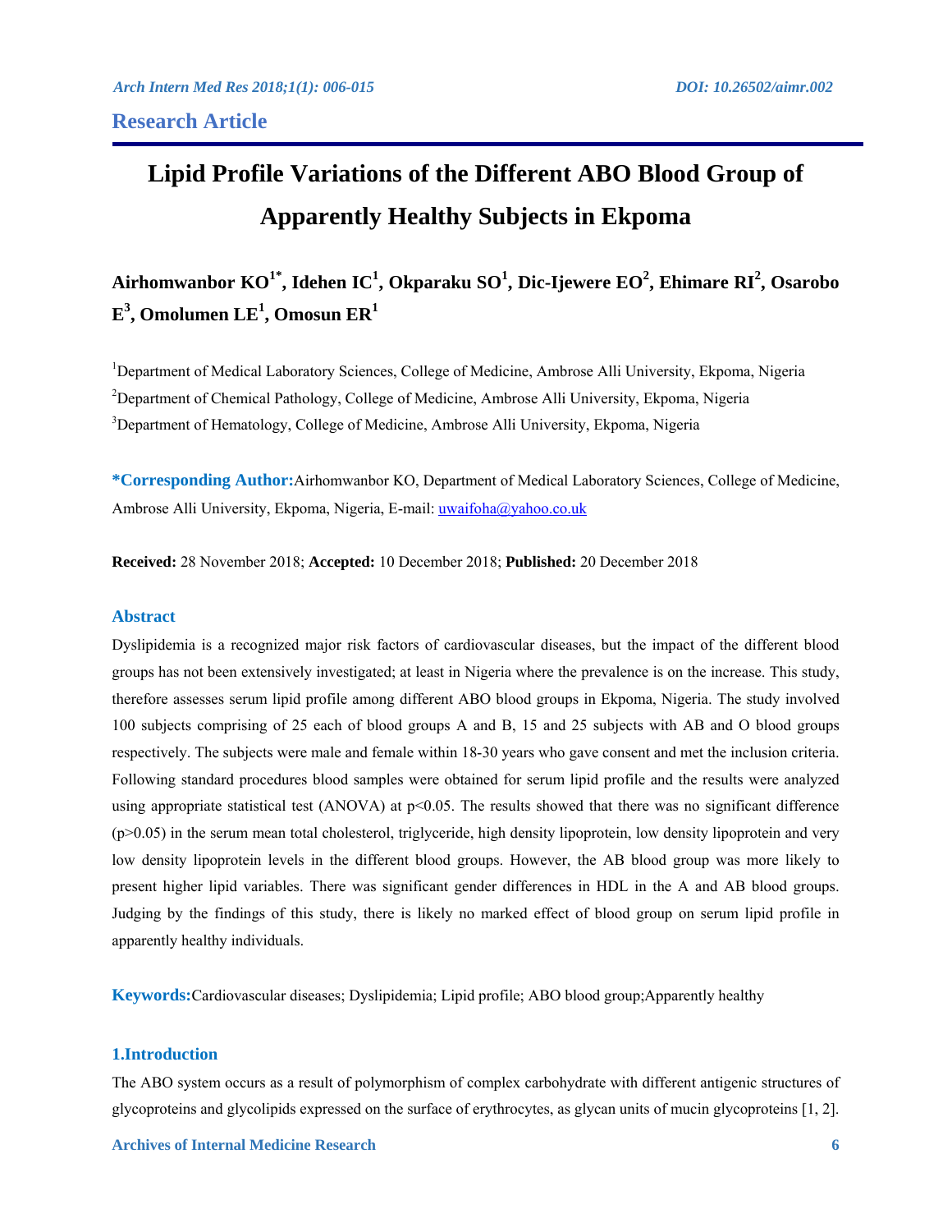## Research Article

# Lipid Profile Variations of the Different ABO Blood Group of Apparently Healthy Subjects in Ekpoma

**Airhomwanbor KO[1*], Idehen IC[1], Okparaku SO[1], Dic-Ijewere EO[2], Ehimare RI[2], Osarobo E[3], Omolumen LE[1], Omosun ER[1]**

[1]Department of Medical Laboratory Sciences, College of Medicine, Ambrose Alli University, Ekpoma, Nigeria

[2]Department of Chemical Pathology, College of Medicine, Ambrose Alli University, Ekpoma, Nigeria

[3]Department of Hematology, College of Medicine, Ambrose Alli University, Ekpoma, Nigeria

**\*Corresponding Author:** Airhomwanbor KO, Department of Medical Laboratory Sciences, College of Medicine, Ambrose Alli University, Ekpoma, Nigeria, E-mail: uwaifoha@yahoo.co.uk

**Received:** 28 November 2018; **Accepted:** 10 December 2018; **Published:** 20 December 2018

## Abstract

Dyslipidemia is a recognized major risk factors of cardiovascular diseases, but the impact of the different blood groups has not been extensively investigated; at least in Nigeria where the prevalence is on the increase. This study, therefore assesses serum lipid profile among different ABO blood groups in Ekpoma, Nigeria. The study involved 100 subjects comprising of 25 each of blood groups A and B, 15 and 25 subjects with AB and O blood groups respectively. The subjects were male and female within 18-30 years who gave consent and met the inclusion criteria. Following standard procedures blood samples were obtained for serum lipid profile and the results were analyzed using appropriate statistical test (ANOVA) at $p<0.05$. The results showed that there was no significant difference ($p>0.05$) in the serum mean total cholesterol, triglyceride, high density lipoprotein, low density lipoprotein and very low density lipoprotein levels in the different blood groups. However, the AB blood group was more likely to present higher lipid variables. There was significant gender differences in HDL in the A and AB blood groups. Judging by the findings of this study, there is likely no marked effect of blood group on serum lipid profile in apparently healthy individuals.

**Keywords:** Cardiovascular diseases; Dyslipidemia; Lipid profile; ABO blood group; Apparently healthy

## 1. Introduction

The ABO system occurs as a result of polymorphism of complex carbohydrate with different antigenic structures of glycoproteins and glycolipids expressed on the surface of erythrocytes, as glycan units of mucin glycoproteins [1, 2].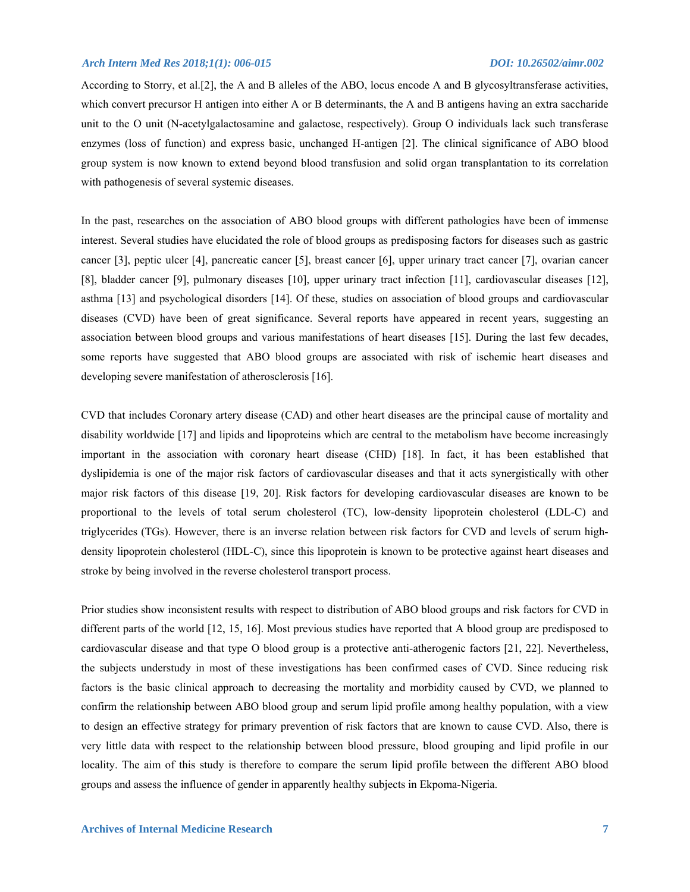According to Storry, et al.[2], the A and B alleles of the ABO, locus encode A and B glycosyltransferase activities, which convert precursor H antigen into either A or B determinants, the A and B antigens having an extra saccharide unit to the O unit (N-acetylgalactosamine and galactose, respectively). Group O individuals lack such transferase enzymes (loss of function) and express basic, unchanged H-antigen [2]. The clinical significance of ABO blood group system is now known to extend beyond blood transfusion and solid organ transplantation to its correlation with pathogenesis of several systemic diseases.

In the past, researches on the association of ABO blood groups with different pathologies have been of immense interest. Several studies have elucidated the role of blood groups as predisposing factors for diseases such as gastric cancer [3], peptic ulcer [4], pancreatic cancer [5], breast cancer [6], upper urinary tract cancer [7], ovarian cancer [8], bladder cancer [9], pulmonary diseases [10], upper urinary tract infection [11], cardiovascular diseases [12], asthma [13] and psychological disorders [14]. Of these, studies on association of blood groups and cardiovascular diseases (CVD) have been of great significance. Several reports have appeared in recent years, suggesting an association between blood groups and various manifestations of heart diseases [15]. During the last few decades, some reports have suggested that ABO blood groups are associated with risk of ischemic heart diseases and developing severe manifestation of atherosclerosis [16].

CVD that includes Coronary artery disease (CAD) and other heart diseases are the principal cause of mortality and disability worldwide [17] and lipids and lipoproteins which are central to the metabolism have become increasingly important in the association with coronary heart disease (CHD) [18]. In fact, it has been established that dyslipidemia is one of the major risk factors of cardiovascular diseases and that it acts synergistically with other major risk factors of this disease [19, 20]. Risk factors for developing cardiovascular diseases are known to be proportional to the levels of total serum cholesterol (TC), low-density lipoprotein cholesterol (LDL-C) and triglycerides (TGs). However, there is an inverse relation between risk factors for CVD and levels of serum high-density lipoprotein cholesterol (HDL-C), since this lipoprotein is known to be protective against heart diseases and stroke by being involved in the reverse cholesterol transport process.

Prior studies show inconsistent results with respect to distribution of ABO blood groups and risk factors for CVD in different parts of the world [12, 15, 16]. Most previous studies have reported that A blood group are predisposed to cardiovascular disease and that type O blood group is a protective anti-atherogenic factors [21, 22]. Nevertheless, the subjects understudy in most of these investigations has been confirmed cases of CVD. Since reducing risk factors is the basic clinical approach to decreasing the mortality and morbidity caused by CVD, we planned to confirm the relationship between ABO blood group and serum lipid profile among healthy population, with a view to design an effective strategy for primary prevention of risk factors that are known to cause CVD. Also, there is very little data with respect to the relationship between blood pressure, blood grouping and lipid profile in our locality. The aim of this study is therefore to compare the serum lipid profile between the different ABO blood groups and assess the influence of gender in apparently healthy subjects in Ekpoma-Nigeria.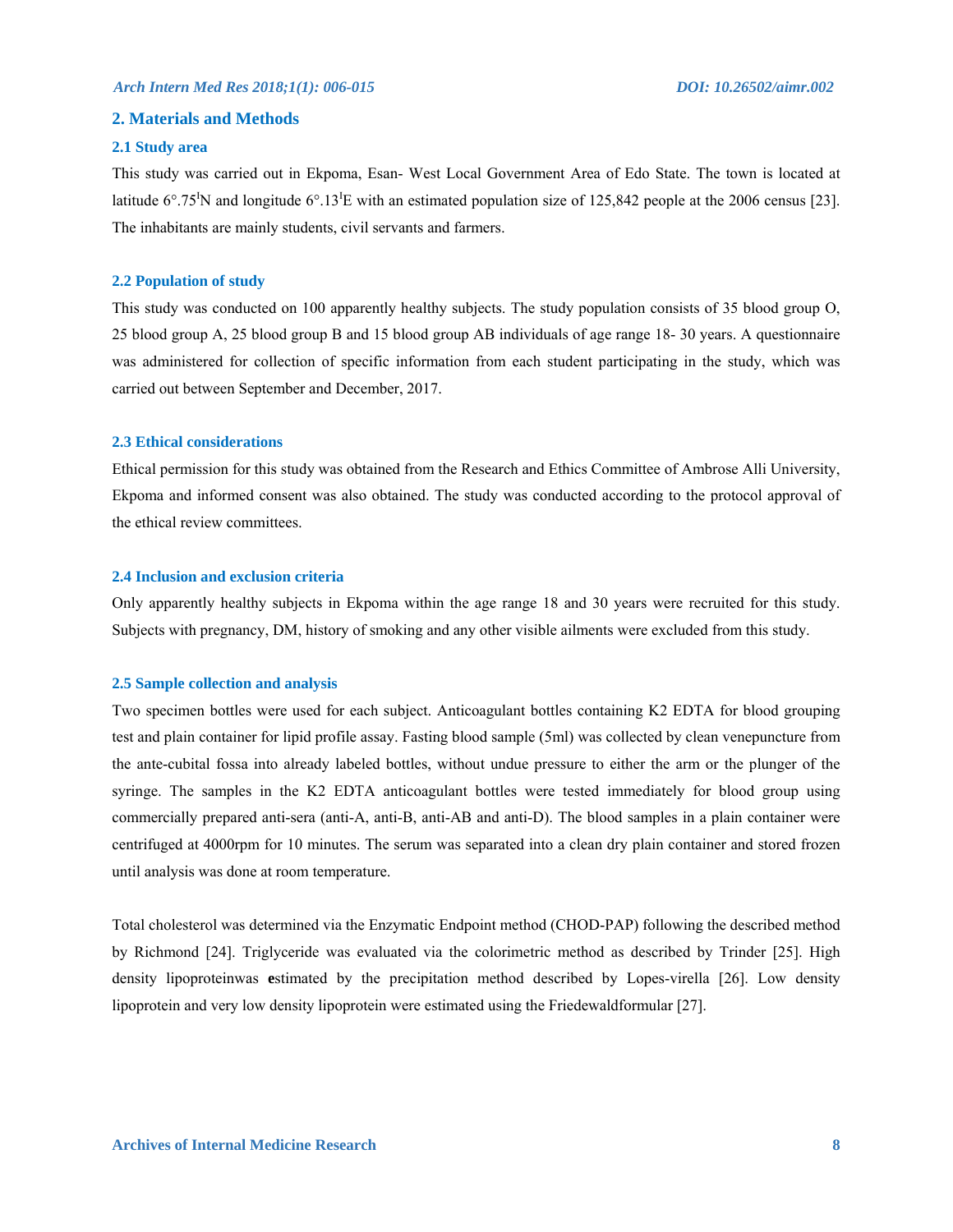## 2. Materials and Methods

### 2.1 Study area

This study was carried out in Ekpoma, Esan- West Local Government Area of Edo State. The town is located at latitude 6°.75'N and longitude 6°.13'E with an estimated population size of 125,842 people at the 2006 census [23]. The inhabitants are mainly students, civil servants and farmers.

### 2.2 Population of study

This study was conducted on 100 apparently healthy subjects. The study population consists of 35 blood group O, 25 blood group A, 25 blood group B and 15 blood group AB individuals of age range 18- 30 years. A questionnaire was administered for collection of specific information from each student participating in the study, which was carried out between September and December, 2017.

### 2.3 Ethical considerations

Ethical permission for this study was obtained from the Research and Ethics Committee of Ambrose Alli University, Ekpoma and informed consent was also obtained. The study was conducted according to the protocol approval of the ethical review committees.

### 2.4 Inclusion and exclusion criteria

Only apparently healthy subjects in Ekpoma within the age range 18 and 30 years were recruited for this study. Subjects with pregnancy, DM, history of smoking and any other visible ailments were excluded from this study.

### 2.5 Sample collection and analysis

Two specimen bottles were used for each subject. Anticoagulant bottles containing K2 EDTA for blood grouping test and plain container for lipid profile assay. Fasting blood sample (5ml) was collected by clean venepuncture from the ante-cubital fossa into already labeled bottles, without undue pressure to either the arm or the plunger of the syringe. The samples in the K2 EDTA anticoagulant bottles were tested immediately for blood group using commercially prepared anti-sera (anti-A, anti-B, anti-AB and anti-D). The blood samples in a plain container were centrifuged at 4000rpm for 10 minutes. The serum was separated into a clean dry plain container and stored frozen until analysis was done at room temperature.

Total cholesterol was determined via the Enzymatic Endpoint method (CHOD-PAP) following the described method by Richmond [24]. Triglyceride was evaluated via the colorimetric method as described by Trinder [25]. High density lipoproteinwas **e**stimated by the precipitation method described by Lopes-virella [26]. Low density lipoprotein and very low density lipoprotein were estimated using the Friedewaldformular [27].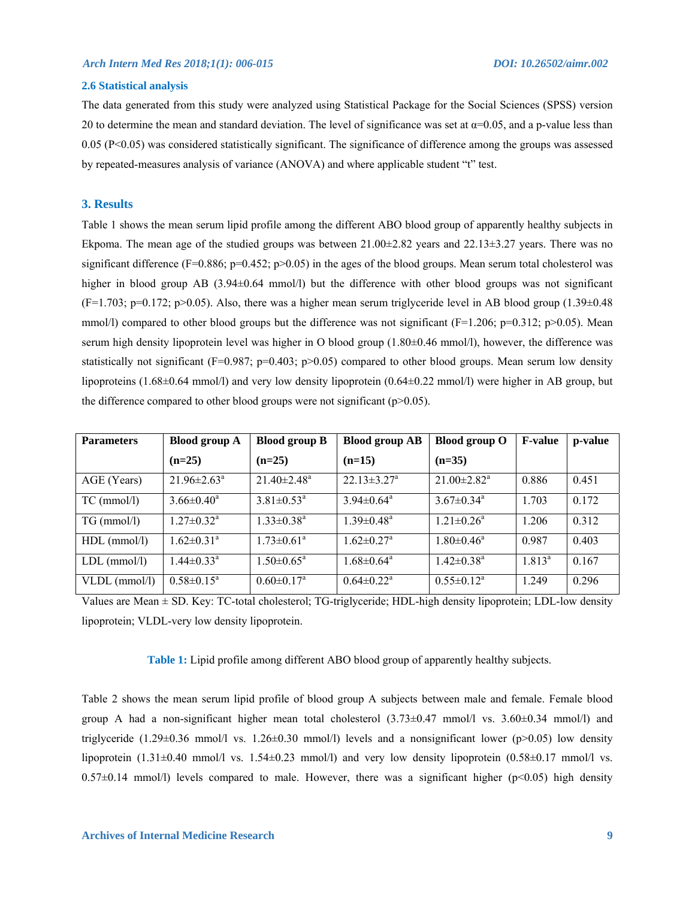### 2.6 Statistical analysis

The data generated from this study were analyzed using Statistical Package for the Social Sciences (SPSS) version 20 to determine the mean and standard deviation. The level of significance was set at $\alpha=0.05$, and a p-value less than 0.05 ($P<0.05$) was considered statistically significant. The significance of difference among the groups was assessed by repeated-measures analysis of variance (ANOVA) and where applicable student "t" test.

## 3. Results

Table 1 shows the mean serum lipid profile among the different ABO blood group of apparently healthy subjects in Ekpoma. The mean age of the studied groups was between 21.00±2.82 years and 22.13±3.27 years. There was no significant difference ($F=0.886$; $p=0.452$; $p>0.05$) in the ages of the blood groups. Mean serum total cholesterol was higher in blood group AB (3.94±0.64 mmol/l) but the difference with other blood groups was not significant ($F=1.703$; $p=0.172$; $p>0.05$). Also, there was a higher mean serum triglyceride level in AB blood group (1.39±0.48 mmol/l) compared to other blood groups but the difference was not significant ($F=1.206$; $p=0.312$; $p>0.05$). Mean serum high density lipoprotein level was higher in O blood group (1.80±0.46 mmol/l), however, the difference was statistically not significant ($F=0.987$; $p=0.403$; $p>0.05$) compared to other blood groups. Mean serum low density lipoproteins (1.68±0.64 mmol/l) and very low density lipoprotein (0.64±0.22 mmol/l) were higher in AB group, but the difference compared to other blood groups were not significant ($p>0.05$).

| Parameters | Blood group A (n=25) | Blood group B (n=25) | Blood group AB (n=15) | Blood group O (n=35) | F-value | p-value |
|---|---|---|---|---|---|---|
| AGE (Years) | 21.96±2.63[a] | 21.40±2.48[a] | 22.13±3.27[a] | 21.00±2.82[a] | 0.886 | 0.451 |
| TC (mmol/l) | 3.66±0.40[a] | 3.81±0.53[a] | 3.94±0.64[a] | 3.67±0.34[a] | 1.703 | 0.172 |
| TG (mmol/l) | 1.27±0.32[a] | 1.33±0.38[a] | 1.39±0.48[a] | 1.21±0.26[a] | 1.206 | 0.312 |
| HDL (mmol/l) | 1.62±0.31[a] | 1.73±0.61[a] | 1.62±0.27[a] | 1.80±0.46[a] | 0.987 | 0.403 |
| LDL (mmol/l) | 1.44±0.33[a] | 1.50±0.65[a] | 1.68±0.64[a] | 1.42±0.38[a] | 1.813[a] | 0.167 |
| VLDL (mmol/l) | 0.58±0.15[a] | 0.60±0.17[a] | 0.64±0.22[a] | 0.55±0.12[a] | 1.249 | 0.296 |

Values are Mean ± SD. Key: TC-total cholesterol; TG-triglyceride; HDL-high density lipoprotein; LDL-low density lipoprotein; VLDL-very low density lipoprotein.

**Table 1:** Lipid profile among different ABO blood group of apparently healthy subjects.

Table 2 shows the mean serum lipid profile of blood group A subjects between male and female. Female blood group A had a non-significant higher mean total cholesterol (3.73±0.47 mmol/l vs. 3.60±0.34 mmol/l) and triglyceride (1.29±0.36 mmol/l vs. 1.26±0.30 mmol/l) levels and a nonsignificant lower ($p>0.05$) low density lipoprotein (1.31±0.40 mmol/l vs. 1.54±0.23 mmol/l) and very low density lipoprotein (0.58±0.17 mmol/l vs. 0.57±0.14 mmol/l) levels compared to male. However, there was a significant higher ($p<0.05$) high density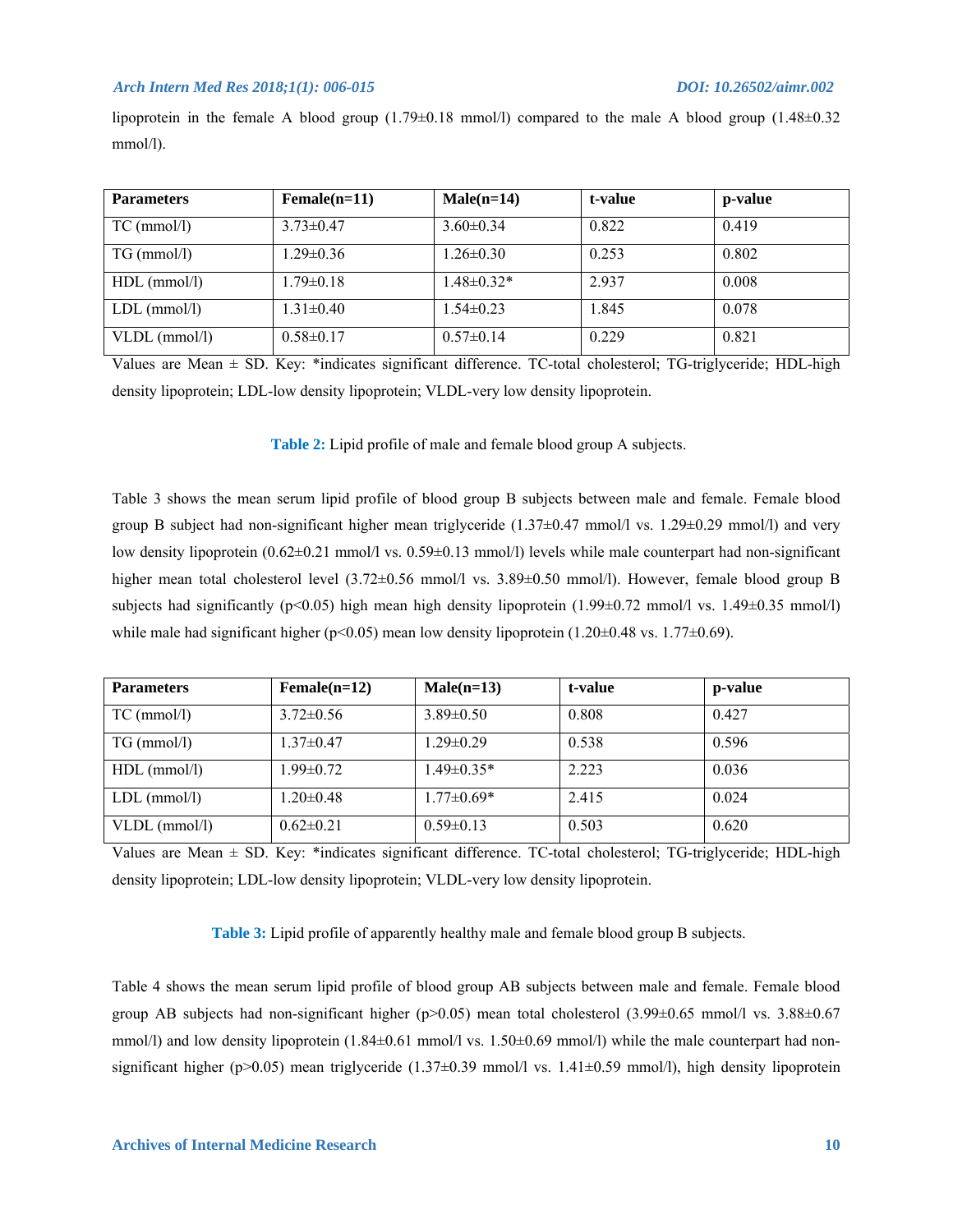lipoprotein in the female A blood group (1.79±0.18 mmol/l) compared to the male A blood group (1.48±0.32 mmol/l).

| Parameters | Female(n=11) | Male(n=14) | t-value | p-value |
|---|---|---|---|---|
| TC (mmol/l) | 3.73±0.47 | 3.60±0.34 | 0.822 | 0.419 |
| TG (mmol/l) | 1.29±0.36 | 1.26±0.30 | 0.253 | 0.802 |
| HDL (mmol/l) | 1.79±0.18 | 1.48±0.32* | 2.937 | 0.008 |
| LDL (mmol/l) | 1.31±0.40 | 1.54±0.23 | 1.845 | 0.078 |
| VLDL (mmol/l) | 0.58±0.17 | 0.57±0.14 | 0.229 | 0.821 |

Values are Mean ± SD. Key: *indicates significant difference. TC-total cholesterol; TG-triglyceride; HDL-high density lipoprotein; LDL-low density lipoprotein; VLDL-very low density lipoprotein.

**Table 2:** Lipid profile of male and female blood group A subjects.

Table 3 shows the mean serum lipid profile of blood group B subjects between male and female. Female blood group B subject had non-significant higher mean triglyceride (1.37±0.47 mmol/l vs. 1.29±0.29 mmol/l) and very low density lipoprotein (0.62±0.21 mmol/l vs. 0.59±0.13 mmol/l) levels while male counterpart had non-significant higher mean total cholesterol level (3.72±0.56 mmol/l vs. 3.89±0.50 mmol/l). However, female blood group B subjects had significantly ($p<0.05$) high mean high density lipoprotein (1.99±0.72 mmol/l vs. 1.49±0.35 mmol/l) while male had significant higher ($p<0.05$) mean low density lipoprotein (1.20±0.48 vs. 1.77±0.69).

| Parameters | Female(n=12) | Male(n=13) | t-value | p-value |
|---|---|---|---|---|
| TC (mmol/l) | 3.72±0.56 | 3.89±0.50 | 0.808 | 0.427 |
| TG (mmol/l) | 1.37±0.47 | 1.29±0.29 | 0.538 | 0.596 |
| HDL (mmol/l) | 1.99±0.72 | 1.49±0.35* | 2.223 | 0.036 |
| LDL (mmol/l) | 1.20±0.48 | 1.77±0.69* | 2.415 | 0.024 |
| VLDL (mmol/l) | 0.62±0.21 | 0.59±0.13 | 0.503 | 0.620 |

Values are Mean ± SD. Key: *indicates significant difference. TC-total cholesterol; TG-triglyceride; HDL-high density lipoprotein; LDL-low density lipoprotein; VLDL-very low density lipoprotein.

**Table 3:** Lipid profile of apparently healthy male and female blood group B subjects.

Table 4 shows the mean serum lipid profile of blood group AB subjects between male and female. Female blood group AB subjects had non-significant higher ($p>0.05$) mean total cholesterol (3.99±0.65 mmol/l vs. 3.88±0.67 mmol/l) and low density lipoprotein (1.84±0.61 mmol/l vs. 1.50±0.69 mmol/l) while the male counterpart had non-significant higher ($p>0.05$) mean triglyceride (1.37±0.39 mmol/l vs. 1.41±0.59 mmol/l), high density lipoprotein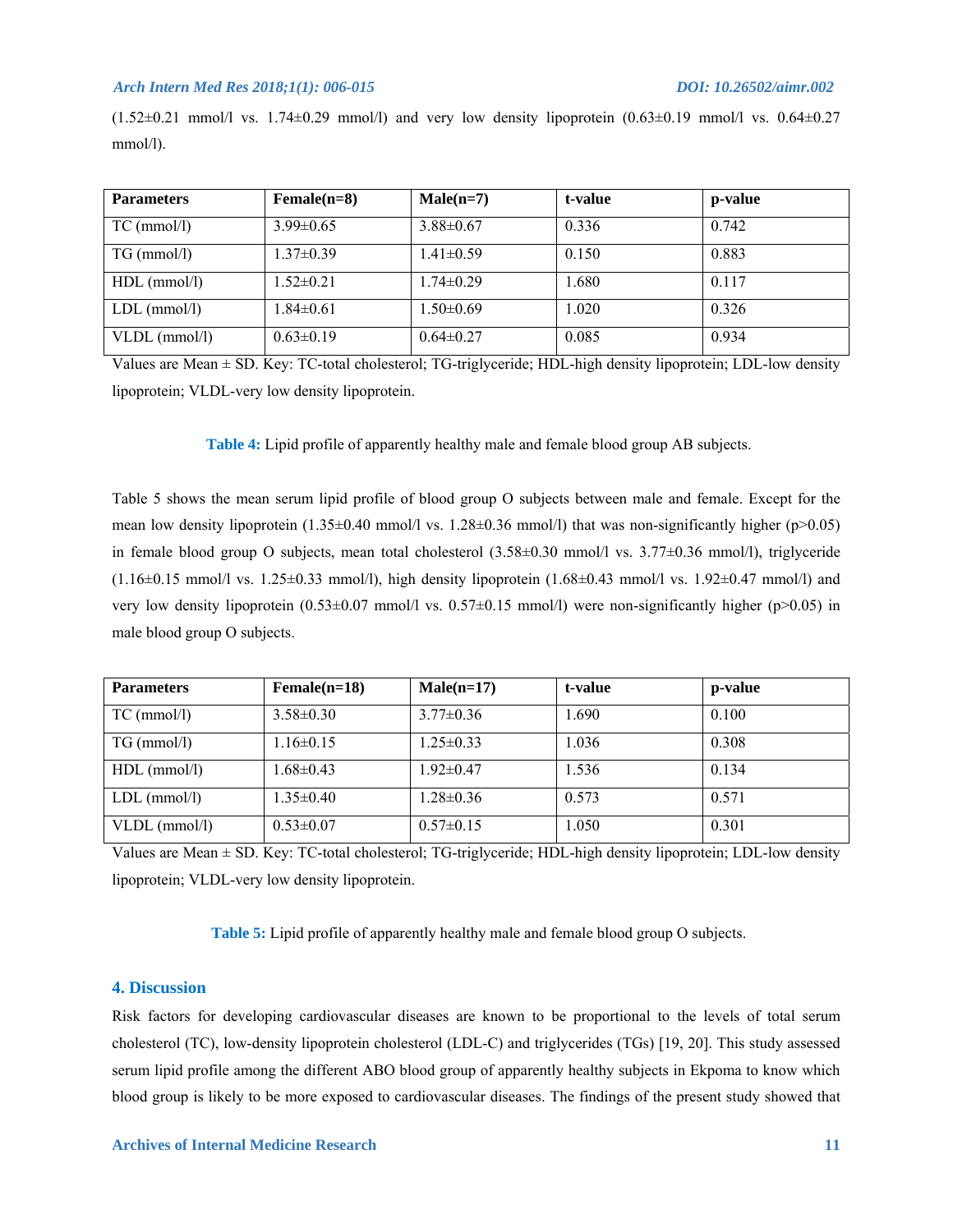(1.52±0.21 mmol/l vs. 1.74±0.29 mmol/l) and very low density lipoprotein (0.63±0.19 mmol/l vs. 0.64±0.27 mmol/l).

| Parameters | Female(n=8) | Male(n=7) | t-value | p-value |
|---|---|---|---|---|
| TC (mmol/l) | 3.99±0.65 | 3.88±0.67 | 0.336 | 0.742 |
| TG (mmol/l) | 1.37±0.39 | 1.41±0.59 | 0.150 | 0.883 |
| HDL (mmol/l) | 1.52±0.21 | 1.74±0.29 | 1.680 | 0.117 |
| LDL (mmol/l) | 1.84±0.61 | 1.50±0.69 | 1.020 | 0.326 |
| VLDL (mmol/l) | 0.63±0.19 | 0.64±0.27 | 0.085 | 0.934 |

Values are Mean ± SD. Key: TC-total cholesterol; TG-triglyceride; HDL-high density lipoprotein; LDL-low density lipoprotein; VLDL-very low density lipoprotein.

**Table 4:** Lipid profile of apparently healthy male and female blood group AB subjects.

Table 5 shows the mean serum lipid profile of blood group O subjects between male and female. Except for the mean low density lipoprotein (1.35±0.40 mmol/l vs. 1.28±0.36 mmol/l) that was non-significantly higher (p>0.05) in female blood group O subjects, mean total cholesterol (3.58±0.30 mmol/l vs. 3.77±0.36 mmol/l), triglyceride (1.16±0.15 mmol/l vs. 1.25±0.33 mmol/l), high density lipoprotein (1.68±0.43 mmol/l vs. 1.92±0.47 mmol/l) and very low density lipoprotein (0.53±0.07 mmol/l vs. 0.57±0.15 mmol/l) were non-significantly higher (p>0.05) in male blood group O subjects.

| Parameters | Female(n=18) | Male(n=17) | t-value | p-value |
|---|---|---|---|---|
| TC (mmol/l) | 3.58±0.30 | 3.77±0.36 | 1.690 | 0.100 |
| TG (mmol/l) | 1.16±0.15 | 1.25±0.33 | 1.036 | 0.308 |
| HDL (mmol/l) | 1.68±0.43 | 1.92±0.47 | 1.536 | 0.134 |
| LDL (mmol/l) | 1.35±0.40 | 1.28±0.36 | 0.573 | 0.571 |
| VLDL (mmol/l) | 0.53±0.07 | 0.57±0.15 | 1.050 | 0.301 |

Values are Mean ± SD. Key: TC-total cholesterol; TG-triglyceride; HDL-high density lipoprotein; LDL-low density lipoprotein; VLDL-very low density lipoprotein.

**Table 5:** Lipid profile of apparently healthy male and female blood group O subjects.

## 4. Discussion

Risk factors for developing cardiovascular diseases are known to be proportional to the levels of total serum cholesterol (TC), low-density lipoprotein cholesterol (LDL-C) and triglycerides (TGs) [19, 20]. This study assessed serum lipid profile among the different ABO blood group of apparently healthy subjects in Ekpoma to know which blood group is likely to be more exposed to cardiovascular diseases. The findings of the present study showed that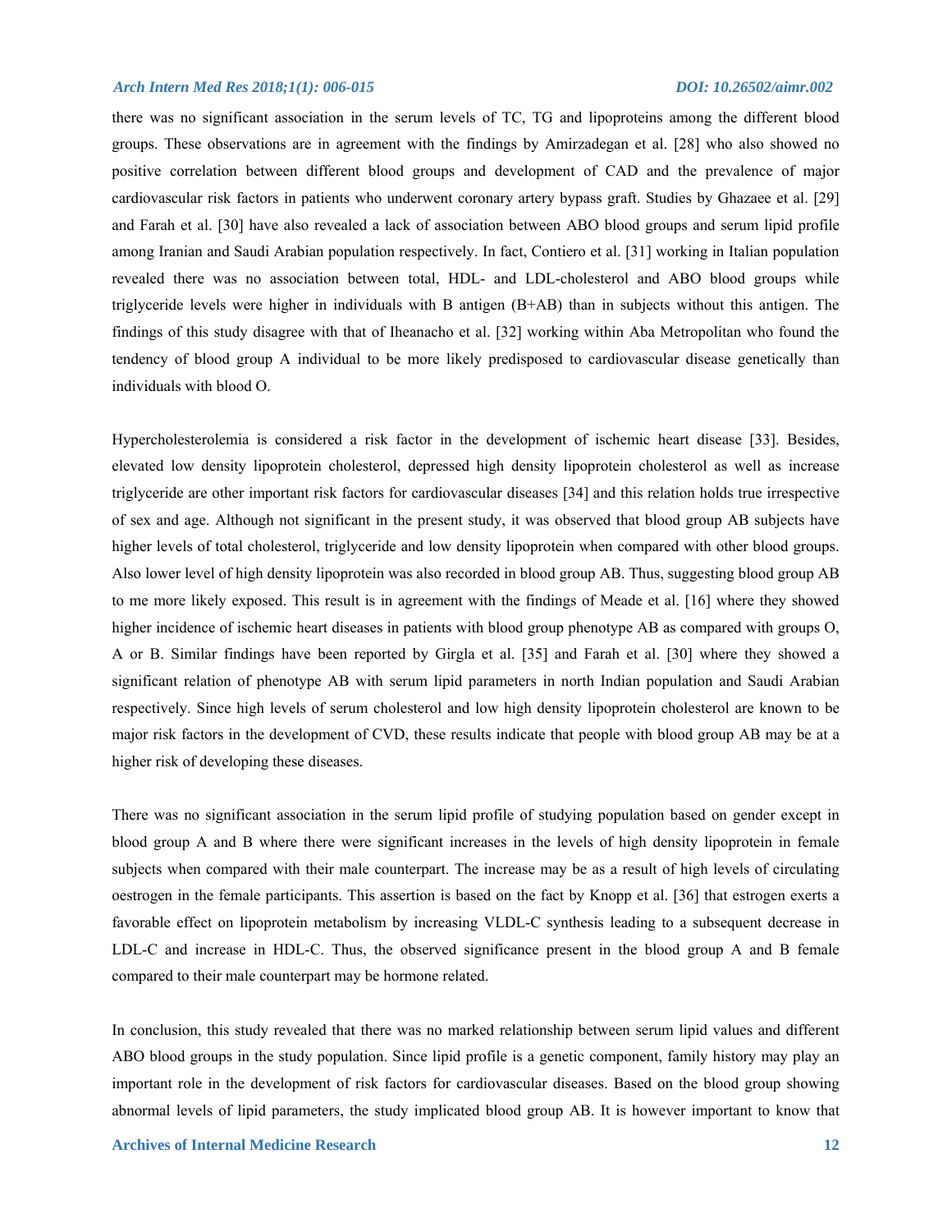there was no significant association in the serum levels of TC, TG and lipoproteins among the different blood groups. These observations are in agreement with the findings by Amirzadegan et al. [28] who also showed no positive correlation between different blood groups and development of CAD and the prevalence of major cardiovascular risk factors in patients who underwent coronary artery bypass graft. Studies by Ghazaee et al. [29] and Farah et al. [30] have also revealed a lack of association between ABO blood groups and serum lipid profile among Iranian and Saudi Arabian population respectively. In fact, Contiero et al. [31] working in Italian population revealed there was no association between total, HDL- and LDL-cholesterol and ABO blood groups while triglyceride levels were higher in individuals with B antigen (B+AB) than in subjects without this antigen. The findings of this study disagree with that of Iheanacho et al. [32] working within Aba Metropolitan who found the tendency of blood group A individual to be more likely predisposed to cardiovascular disease genetically than individuals with blood O.

Hypercholesterolemia is considered a risk factor in the development of ischemic heart disease [33]. Besides, elevated low density lipoprotein cholesterol, depressed high density lipoprotein cholesterol as well as increase triglyceride are other important risk factors for cardiovascular diseases [34] and this relation holds true irrespective of sex and age. Although not significant in the present study, it was observed that blood group AB subjects have higher levels of total cholesterol, triglyceride and low density lipoprotein when compared with other blood groups. Also lower level of high density lipoprotein was also recorded in blood group AB. Thus, suggesting blood group AB to me more likely exposed. This result is in agreement with the findings of Meade et al. [16] where they showed higher incidence of ischemic heart diseases in patients with blood group phenotype AB as compared with groups O, A or B. Similar findings have been reported by Girgla et al. [35] and Farah et al. [30] where they showed a significant relation of phenotype AB with serum lipid parameters in north Indian population and Saudi Arabian respectively. Since high levels of serum cholesterol and low high density lipoprotein cholesterol are known to be major risk factors in the development of CVD, these results indicate that people with blood group AB may be at a higher risk of developing these diseases.

There was no significant association in the serum lipid profile of studying population based on gender except in blood group A and B where there were significant increases in the levels of high density lipoprotein in female subjects when compared with their male counterpart. The increase may be as a result of high levels of circulating oestrogen in the female participants. This assertion is based on the fact by Knopp et al. [36] that estrogen exerts a favorable effect on lipoprotein metabolism by increasing VLDL-C synthesis leading to a subsequent decrease in LDL-C and increase in HDL-C. Thus, the observed significance present in the blood group A and B female compared to their male counterpart may be hormone related.

In conclusion, this study revealed that there was no marked relationship between serum lipid values and different ABO blood groups in the study population. Since lipid profile is a genetic component, family history may play an important role in the development of risk factors for cardiovascular diseases. Based on the blood group showing abnormal levels of lipid parameters, the study implicated blood group AB. It is however important to know that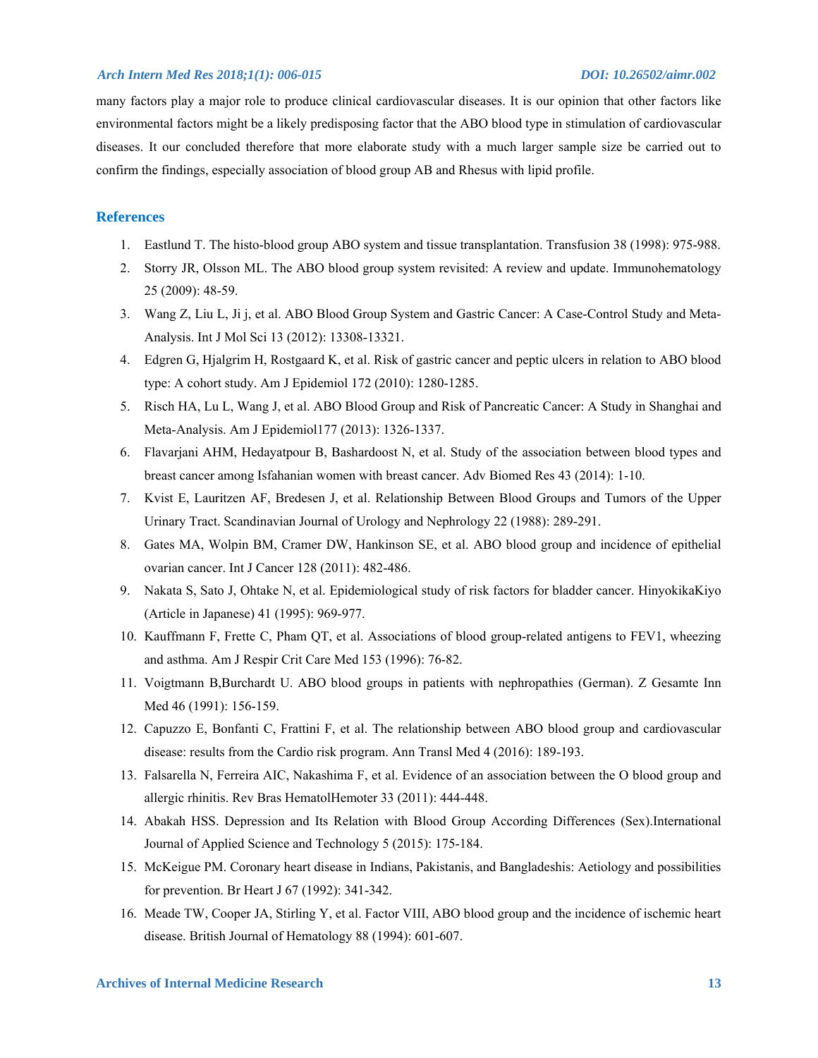many factors play a major role to produce clinical cardiovascular diseases. It is our opinion that other factors like environmental factors might be a likely predisposing factor that the ABO blood type in stimulation of cardiovascular diseases. It our concluded therefore that more elaborate study with a much larger sample size be carried out to confirm the findings, especially association of blood group AB and Rhesus with lipid profile.

## References

1. Eastlund T. The histo-blood group ABO system and tissue transplantation. Transfusion 38 (1998): 975-988.
2. Storry JR, Olsson ML. The ABO blood group system revisited: A review and update. Immunohematology 25 (2009): 48-59.
3. Wang Z, Liu L, Ji j, et al. ABO Blood Group System and Gastric Cancer: A Case-Control Study and Meta-Analysis. Int J Mol Sci 13 (2012): 13308-13321.
4. Edgren G, Hjalgrim H, Rostgaard K, et al. Risk of gastric cancer and peptic ulcers in relation to ABO blood type: A cohort study. Am J Epidemiol 172 (2010): 1280-1285.
5. Risch HA, Lu L, Wang J, et al. ABO Blood Group and Risk of Pancreatic Cancer: A Study in Shanghai and Meta-Analysis. Am J Epidemiol177 (2013): 1326-1337.
6. Flavarjani AHM, Hedayatpour B, Bashardoost N, et al. Study of the association between blood types and breast cancer among Isfahanian women with breast cancer. Adv Biomed Res 43 (2014): 1-10.
7. Kvist E, Lauritzen AF, Bredesen J, et al. Relationship Between Blood Groups and Tumors of the Upper Urinary Tract. Scandinavian Journal of Urology and Nephrology 22 (1988): 289-291.
8. Gates MA, Wolpin BM, Cramer DW, Hankinson SE, et al. ABO blood group and incidence of epithelial ovarian cancer. Int J Cancer 128 (2011): 482-486.
9. Nakata S, Sato J, Ohtake N, et al. Epidemiological study of risk factors for bladder cancer. HinyokikaKiyo (Article in Japanese) 41 (1995): 969-977.
10. Kauffmann F, Frette C, Pham QT, et al. Associations of blood group-related antigens to FEV1, wheezing and asthma. Am J Respir Crit Care Med 153 (1996): 76-82.
11. Voigtmann B,Burchardt U. ABO blood groups in patients with nephropathies (German). Z Gesamte Inn Med 46 (1991): 156-159.
12. Capuzzo E, Bonfanti C, Frattini F, et al. The relationship between ABO blood group and cardiovascular disease: results from the Cardio risk program. Ann Transl Med 4 (2016): 189-193.
13. Falsarella N, Ferreira AIC, Nakashima F, et al. Evidence of an association between the O blood group and allergic rhinitis. Rev Bras HematolHemoter 33 (2011): 444-448.
14. Abakah HSS. Depression and Its Relation with Blood Group According Differences (Sex).International Journal of Applied Science and Technology 5 (2015): 175-184.
15. McKeigue PM. Coronary heart disease in Indians, Pakistanis, and Bangladeshis: Aetiology and possibilities for prevention. Br Heart J 67 (1992): 341-342.
16. Meade TW, Cooper JA, Stirling Y, et al. Factor VIII, ABO blood group and the incidence of ischemic heart disease. British Journal of Hematology 88 (1994): 601-607.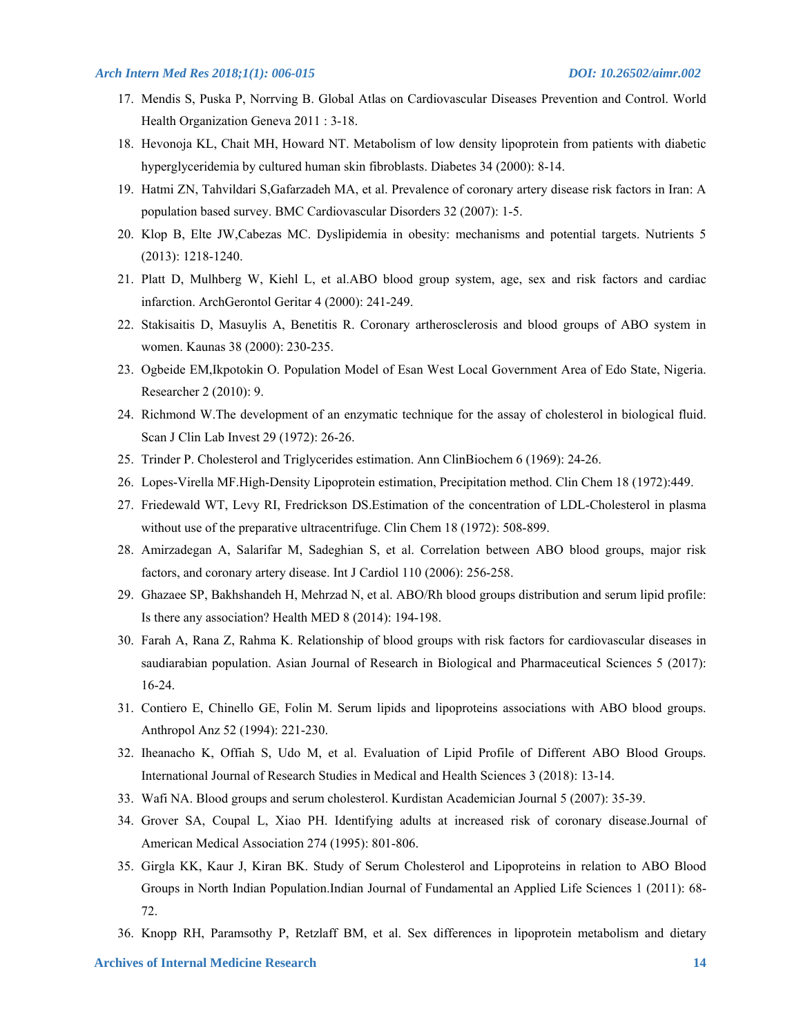17. Mendis S, Puska P, Norrving B. Global Atlas on Cardiovascular Diseases Prevention and Control. World Health Organization Geneva 2011 : 3-18.
18. Hevonoja KL, Chait MH, Howard NT. Metabolism of low density lipoprotein from patients with diabetic hyperglyceridemia by cultured human skin fibroblasts. Diabetes 34 (2000): 8-14.
19. Hatmi ZN, Tahvildari S,Gafarzadeh MA, et al. Prevalence of coronary artery disease risk factors in Iran: A population based survey. BMC Cardiovascular Disorders 32 (2007): 1-5.
20. Klop B, Elte JW,Cabezas MC. Dyslipidemia in obesity: mechanisms and potential targets. Nutrients 5 (2013): 1218-1240.
21. Platt D, Mulhberg W, Kiehl L, et al.ABO blood group system, age, sex and risk factors and cardiac infarction. ArchGerontol Geritar 4 (2000): 241-249.
22. Stakisaitis D, Masuylis A, Benetitis R. Coronary artherosclerosis and blood groups of ABO system in women. Kaunas 38 (2000): 230-235.
23. Ogbeide EM,Ikpotokin O. Population Model of Esan West Local Government Area of Edo State, Nigeria. Researcher 2 (2010): 9.
24. Richmond W.The development of an enzymatic technique for the assay of cholesterol in biological fluid. Scan J Clin Lab Invest 29 (1972): 26-26.
25. Trinder P. Cholesterol and Triglycerides estimation. Ann ClinBiochem 6 (1969): 24-26.
26. Lopes-Virella MF.High-Density Lipoprotein estimation, Precipitation method. Clin Chem 18 (1972):449.
27. Friedewald WT, Levy RI, Fredrickson DS.Estimation of the concentration of LDL-Cholesterol in plasma without use of the preparative ultracentrifuge. Clin Chem 18 (1972): 508-899.
28. Amirzadegan A, Salarifar M, Sadeghian S, et al. Correlation between ABO blood groups, major risk factors, and coronary artery disease. Int J Cardiol 110 (2006): 256-258.
29. Ghazaee SP, Bakhshandeh H, Mehrzad N, et al. ABO/Rh blood groups distribution and serum lipid profile: Is there any association? Health MED 8 (2014): 194-198.
30. Farah A, Rana Z, Rahma K. Relationship of blood groups with risk factors for cardiovascular diseases in saudiarabian population. Asian Journal of Research in Biological and Pharmaceutical Sciences 5 (2017): 16-24.
31. Contiero E, Chinello GE, Folin M. Serum lipids and lipoproteins associations with ABO blood groups. Anthropol Anz 52 (1994): 221-230.
32. Iheanacho K, Offiah S, Udo M, et al. Evaluation of Lipid Profile of Different ABO Blood Groups. International Journal of Research Studies in Medical and Health Sciences 3 (2018): 13-14.
33. Wafi NA. Blood groups and serum cholesterol. Kurdistan Academician Journal 5 (2007): 35-39.
34. Grover SA, Coupal L, Xiao PH. Identifying adults at increased risk of coronary disease.Journal of American Medical Association 274 (1995): 801-806.
35. Girgla KK, Kaur J, Kiran BK. Study of Serum Cholesterol and Lipoproteins in relation to ABO Blood Groups in North Indian Population.Indian Journal of Fundamental an Applied Life Sciences 1 (2011): 68-72.
36. Knopp RH, Paramsothy P, Retzlaff BM, et al. Sex differences in lipoprotein metabolism and dietary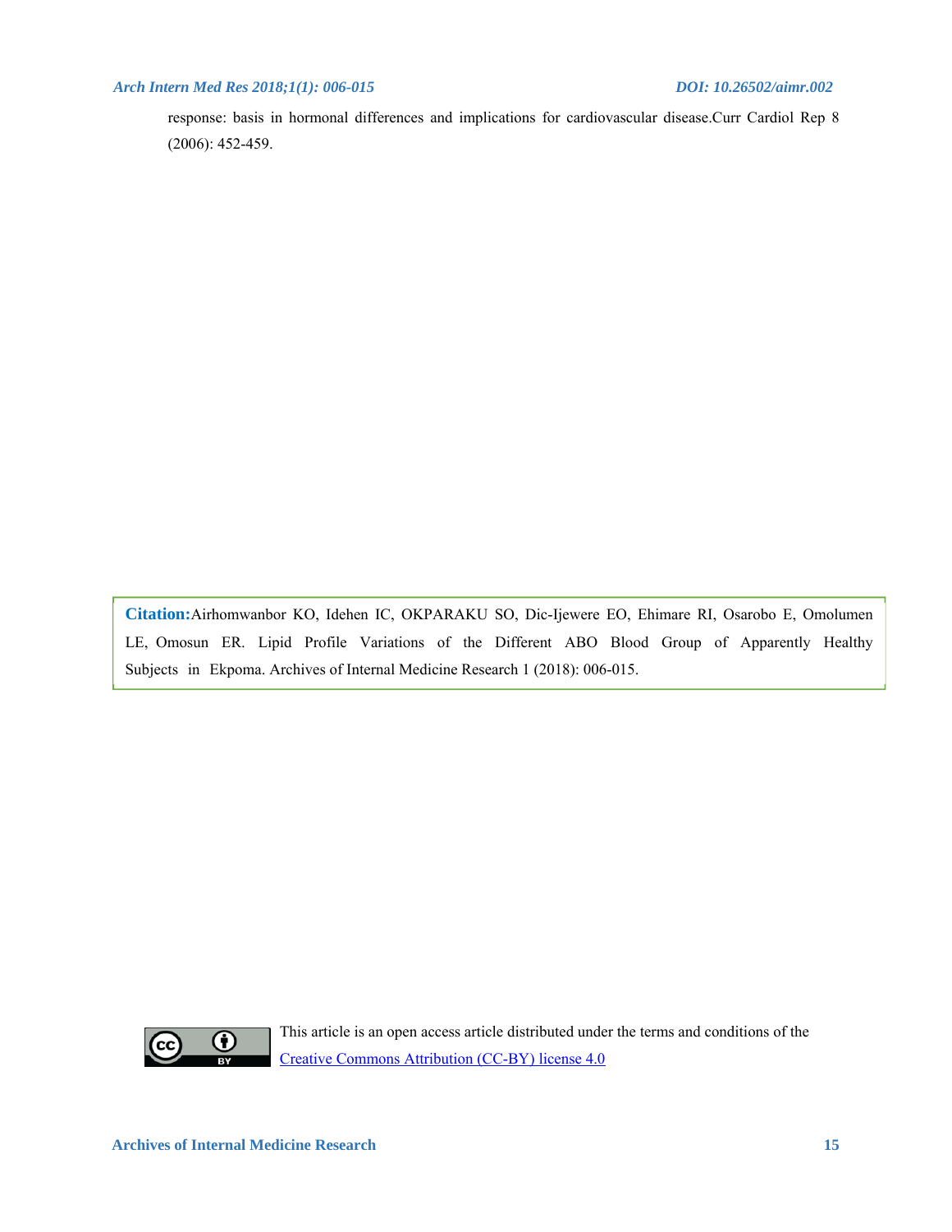response: basis in hormonal differences and implications for cardiovascular disease.Curr Cardiol Rep 8 (2006): 452-459.

**Citation:** Airhomwanbor KO, Idehen IC, OKPARAKU SO, Dic-Ijewere EO, Ehimare RI, Osarobo E, Omolumen LE, Omosun ER. Lipid Profile Variations of the Different ABO Blood Group of Apparently Healthy Subjects in Ekpoma. Archives of Internal Medicine Research 1 (2018): 006-015.

This article is an open access article distributed under the terms and conditions of the Creative Commons Attribution (CC-BY) license 4.0